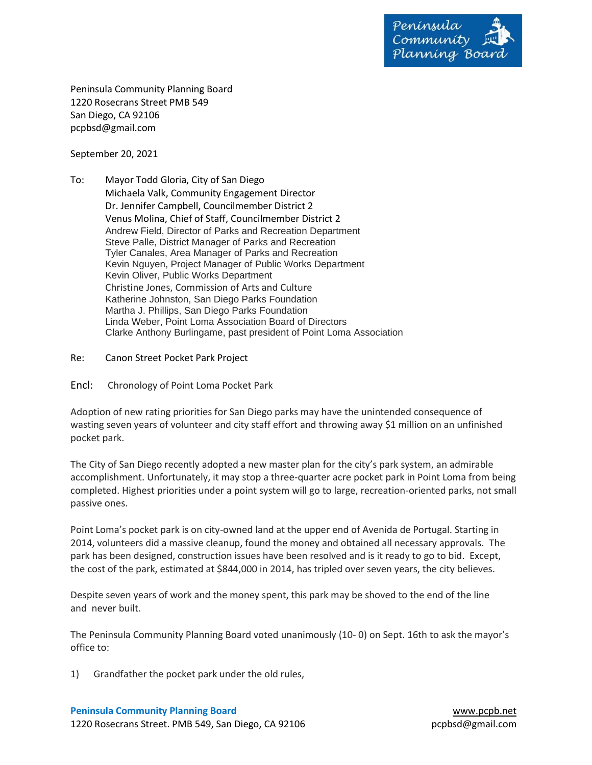Peninsula Community Planning Board

Peninsula Community Planning Board
1220 Rosecrans Street PMB 549
San Diego, CA 92106
pcpbsd@gmail.com

September 20, 2021

To: Mayor Todd Gloria, City of San Diego
Michaela Valk, Community Engagement Director
Dr. Jennifer Campbell, Councilmember District 2
Venus Molina, Chief of Staff, Councilmember District 2
Andrew Field, Director of Parks and Recreation Department
Steve Palle, District Manager of Parks and Recreation
Tyler Canales, Area Manager of Parks and Recreation
Kevin Nguyen, Project Manager of Public Works Department
Kevin Oliver, Public Works Department
Christine Jones, Commission of Arts and Culture
Katherine Johnston, San Diego Parks Foundation
Martha J. Phillips, San Diego Parks Foundation
Linda Weber, Point Loma Association Board of Directors
Clarke Anthony Burlingame, past president of Point Loma Association

Re: Canon Street Pocket Park Project

Encl: Chronology of Point Loma Pocket Park

Adoption of new rating priorities for San Diego parks may have the unintended consequence of wasting seven years of volunteer and city staff effort and throwing away $1 million on an unfinished pocket park.

The City of San Diego recently adopted a new master plan for the city's park system, an admirable accomplishment. Unfortunately, it may stop a three-quarter acre pocket park in Point Loma from being completed. Highest priorities under a point system will go to large, recreation-oriented parks, not small passive ones.

Point Loma's pocket park is on city-owned land at the upper end of Avenida de Portugal. Starting in 2014, volunteers did a massive cleanup, found the money and obtained all necessary approvals. The park has been designed, construction issues have been resolved and is it ready to go to bid. Except, the cost of the park, estimated at $844,000 in 2014, has tripled over seven years, the city believes.

Despite seven years of work and the money spent, this park may be shoved to the end of the line and never built.

The Peninsula Community Planning Board voted unanimously (10- 0) on Sept. 16th to ask the mayor's office to:

1) Grandfather the pocket park under the old rules,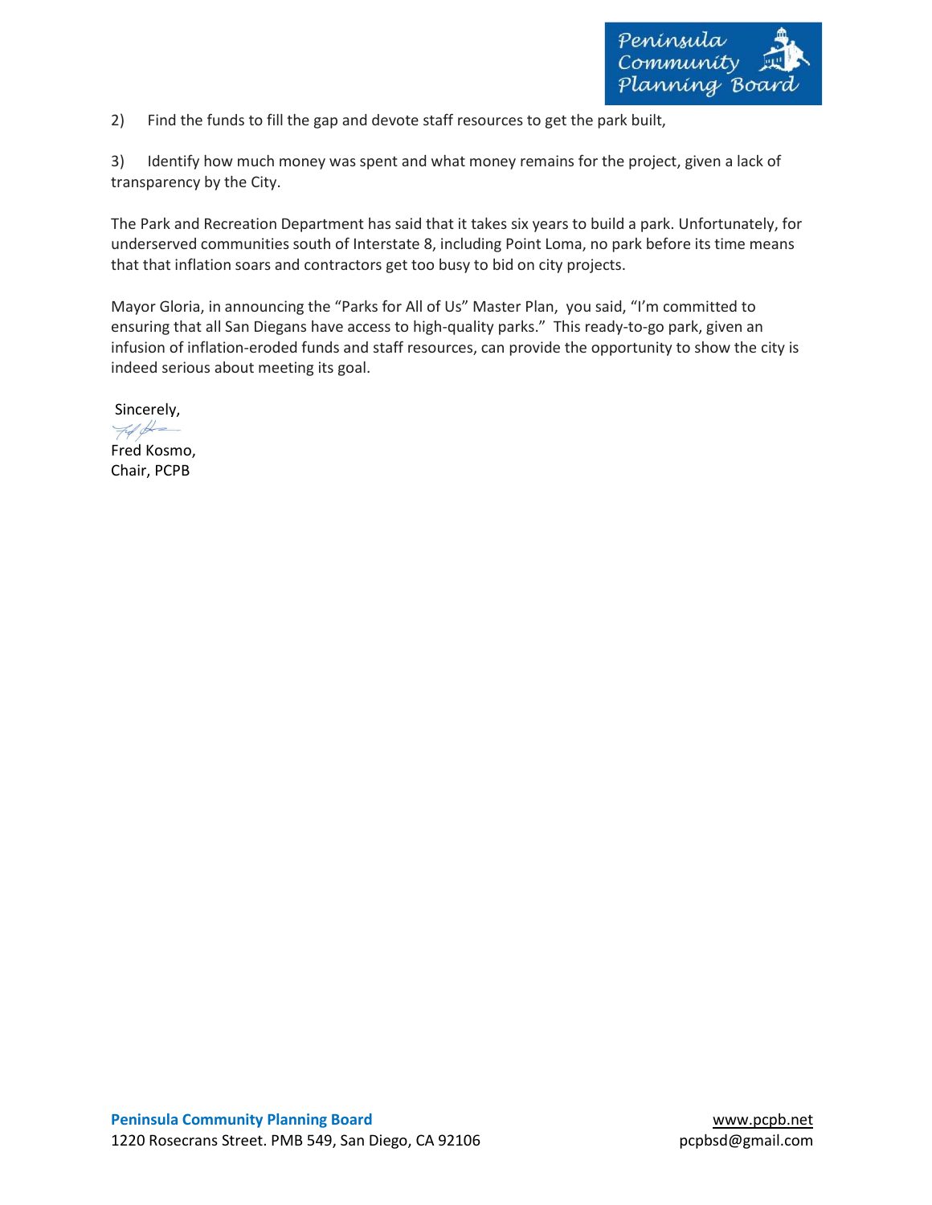2) Find the funds to fill the gap and devote staff resources to get the park built,

3) Identify how much money was spent and what money remains for the project, given a lack of transparency by the City.

The Park and Recreation Department has said that it takes six years to build a park. Unfortunately, for underserved communities south of Interstate 8, including Point Loma, no park before its time means that that inflation soars and contractors get too busy to bid on city projects.

Mayor Gloria, in announcing the "Parks for All of Us" Master Plan, you said, "I'm committed to ensuring that all San Diegans have access to high-quality parks." This ready-to-go park, given an infusion of inflation-eroded funds and staff resources, can provide the opportunity to show the city is indeed serious about meeting its goal.

Sincerely,

Fred Kosmo,
Chair, PCPB

**Peninsula Community Planning Board**
1220 Rosecrans Street. PMB 549, San Diego, CA 92106

www.pcpb.net
pcpbsd@gmail.com